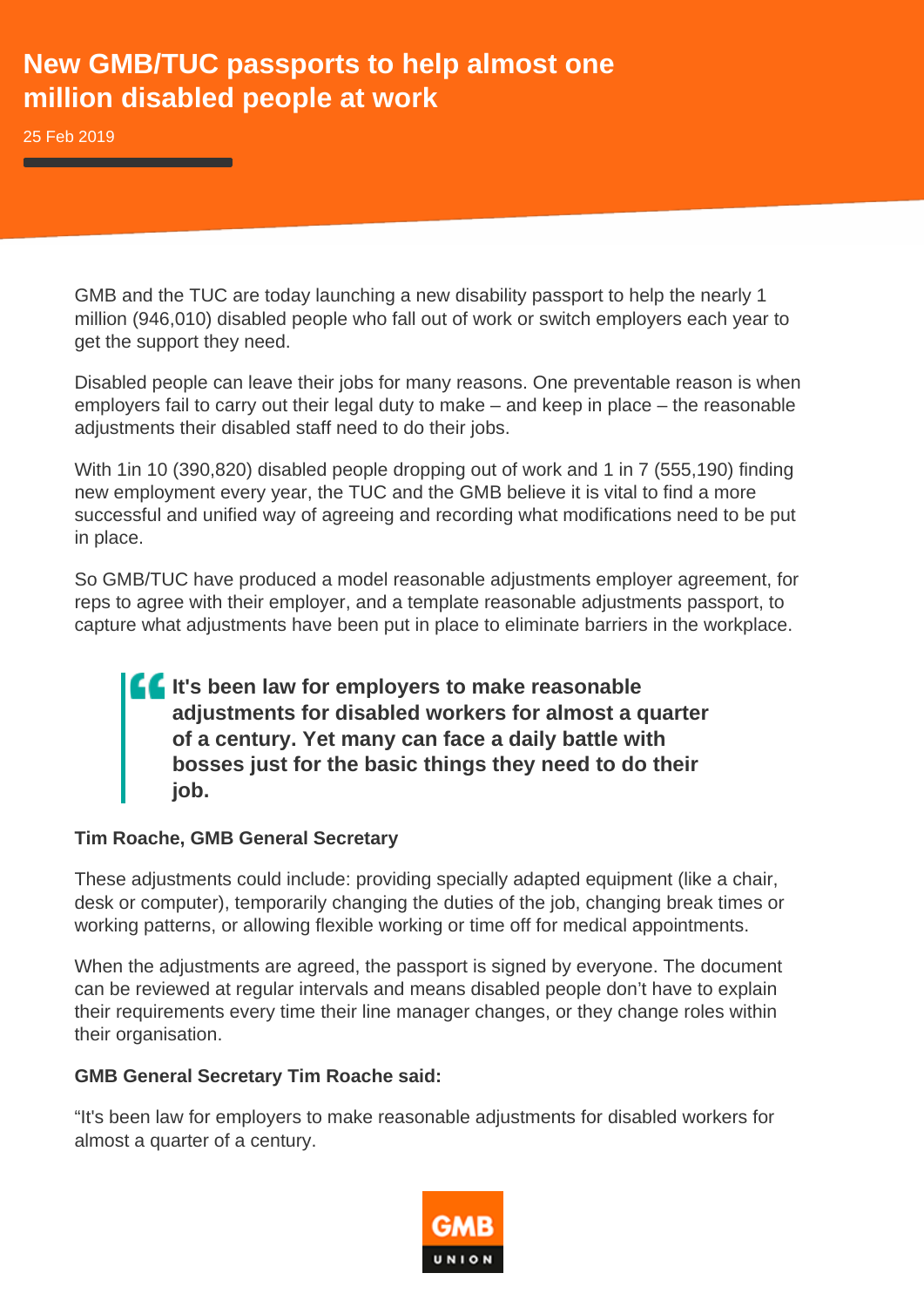# New GMB/TUC passports to help almost one million disabled people at work

25 Feb 2019

GMB and the TUC are today launching a new disability passport to help the nearly 1 million (946,010) disabled people who fall out of work or switch employers each year to get the support they need.

Disabled people can leave their jobs for many reasons. One preventable reason is when employers fail to carry out their legal duty to make – and keep in place – the reasonable adjustments their disabled staff need to do their jobs.

With 1in 10 (390,820) disabled people dropping out of work and 1 in 7 (555,190) finding new employment every year, the TUC and the GMB believe it is vital to find a more successful and unified way of agreeing and recording what modifications need to be put in place.

So GMB/TUC have produced a model reasonable adjustments employer agreement, for reps to agree with their employer, and a template reasonable adjustments passport, to capture what adjustments have been put in place to eliminate barriers in the workplace.

> **It's been law for employers to make reasonable adjustments for disabled workers for almost a quarter of a century. Yet many can face a daily battle with bosses just for the basic things they need to do their job.**

**Tim Roache, GMB General Secretary**

These adjustments could include: providing specially adapted equipment (like a chair, desk or computer), temporarily changing the duties of the job, changing break times or working patterns, or allowing flexible working or time off for medical appointments.

When the adjustments are agreed, the passport is signed by everyone. The document can be reviewed at regular intervals and means disabled people don't have to explain their requirements every time their line manager changes, or they change roles within their organisation.

**GMB General Secretary Tim Roache said:**

“It's been law for employers to make reasonable adjustments for disabled workers for almost a quarter of a century.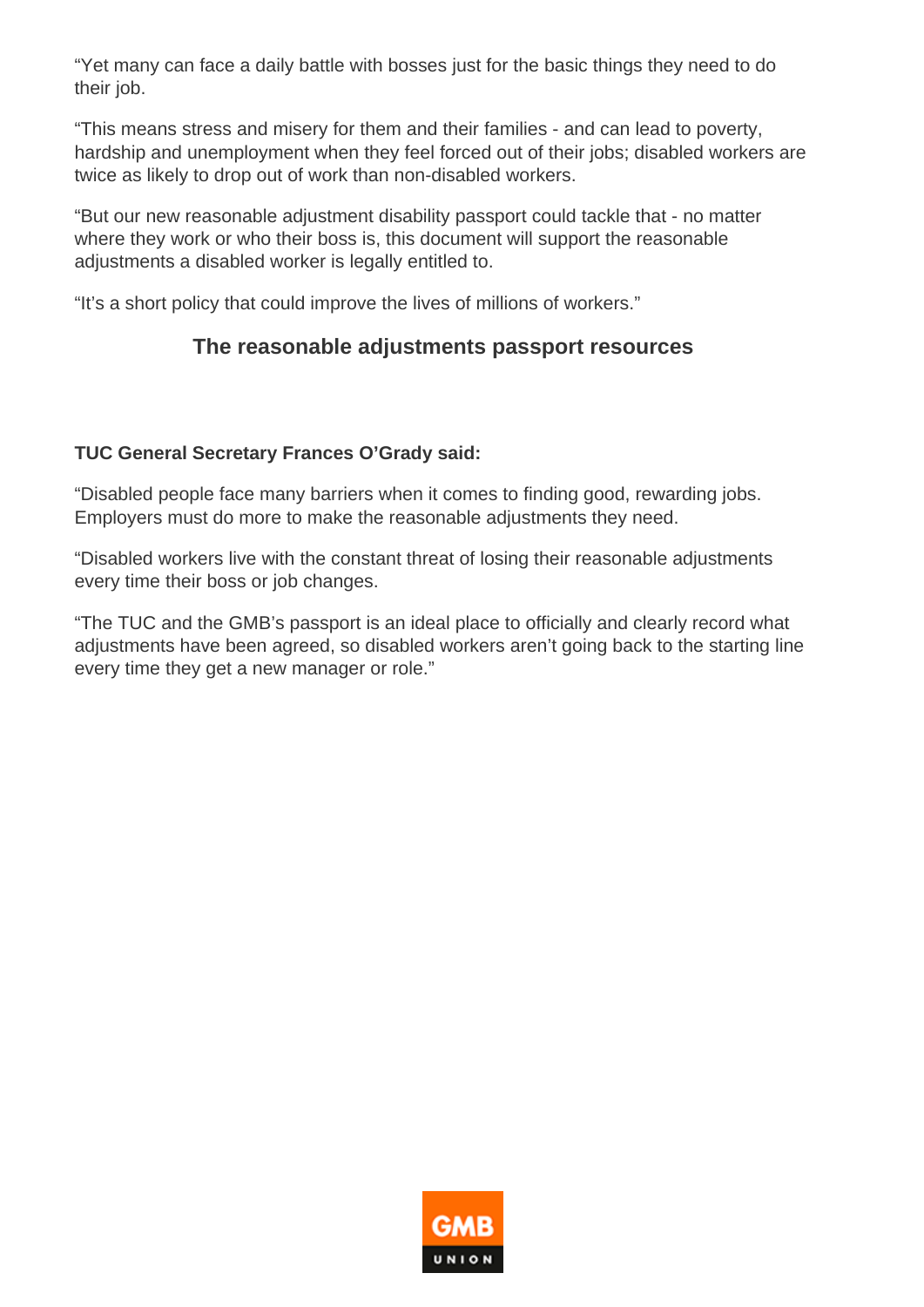“Yet many can face a daily battle with bosses just for the basic things they need to do their job.

“This means stress and misery for them and their families - and can lead to poverty, hardship and unemployment when they feel forced out of their jobs; disabled workers are twice as likely to drop out of work than non-disabled workers.

“But our new reasonable adjustment disability passport could tackle that - no matter where they work or who their boss is, this document will support the reasonable adjustments a disabled worker is legally entitled to.

“It’s a short policy that could improve the lives of millions of workers.”

## The reasonable adjustments passport resources

**TUC General Secretary Frances O’Grady said:**

“Disabled people face many barriers when it comes to finding good, rewarding jobs. Employers must do more to make the reasonable adjustments they need.

“Disabled workers live with the constant threat of losing their reasonable adjustments every time their boss or job changes.

“The TUC and the GMB’s passport is an ideal place to officially and clearly record what adjustments have been agreed, so disabled workers aren’t going back to the starting line every time they get a new manager or role.”